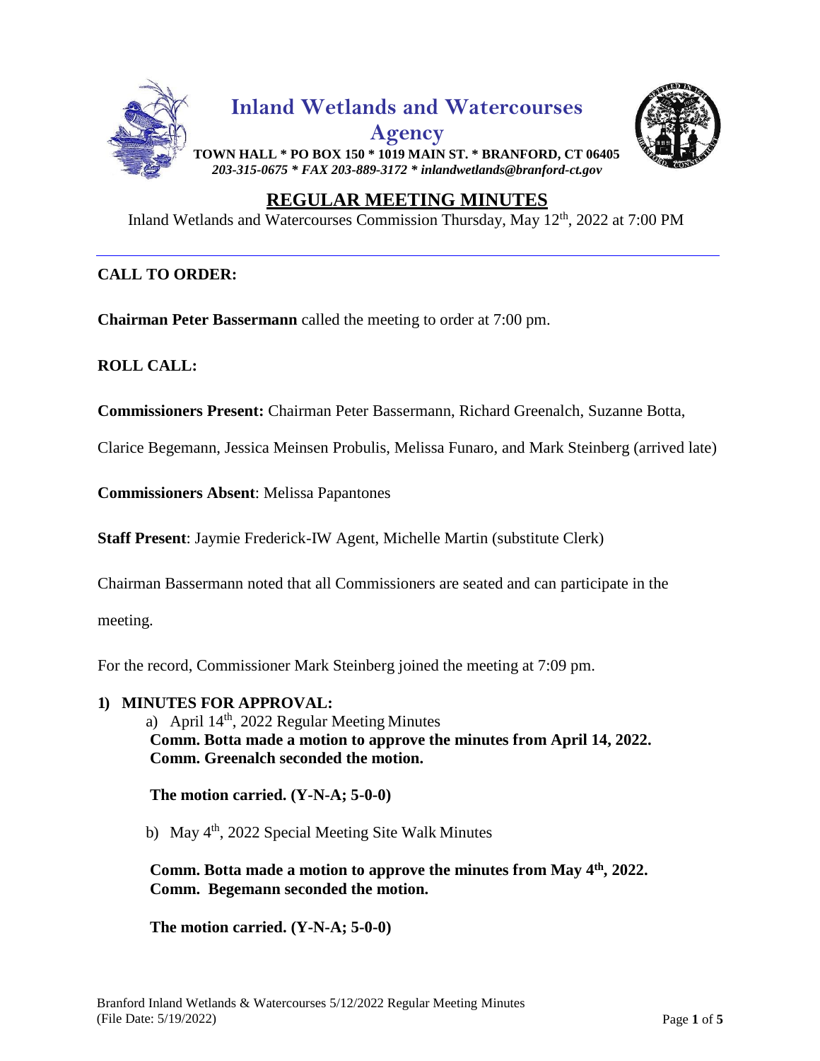# Inland Wetlands and Watercourses Agency

**TOWN HALL * PO BOX 150 * 1019 MAIN ST. * BRANFORD, CT 06405**
*203-315-0675 * FAX 203-889-3172 * inlandwetlands@branford-ct.gov*

## REGULAR MEETING MINUTES

Inland Wetlands and Watercourses Commission Thursday, May 12th, 2022 at 7:00 PM

---

**CALL TO ORDER:**

**Chairman Peter Bassermann** called the meeting to order at 7:00 pm.

**ROLL CALL:**

**Commissioners Present:** Chairman Peter Bassermann, Richard Greenalch, Suzanne Botta, Clarice Begemann, Jessica Meinsen Probulis, Melissa Funaro, and Mark Steinberg (arrived late)

**Commissioners Absent**: Melissa Papantones

**Staff Present**: Jaymie Frederick-IW Agent, Michelle Martin (substitute Clerk)

Chairman Bassermann noted that all Commissioners are seated and can participate in the meeting.

For the record, Commissioner Mark Steinberg joined the meeting at 7:09 pm.

**1) MINUTES FOR APPROVAL:**

a) April 14th, 2022 Regular Meeting Minutes
**Comm. Botta made a motion to approve the minutes from April 14, 2022.**
**Comm. Greenalch seconded the motion.**

**The motion carried. (Y-N-A; 5-0-0)**

b) May 4th, 2022 Special Meeting Site Walk Minutes

**Comm. Botta made a motion to approve the minutes from May 4th, 2022.**
**Comm. Begemann seconded the motion.**

**The motion carried. (Y-N-A; 5-0-0)**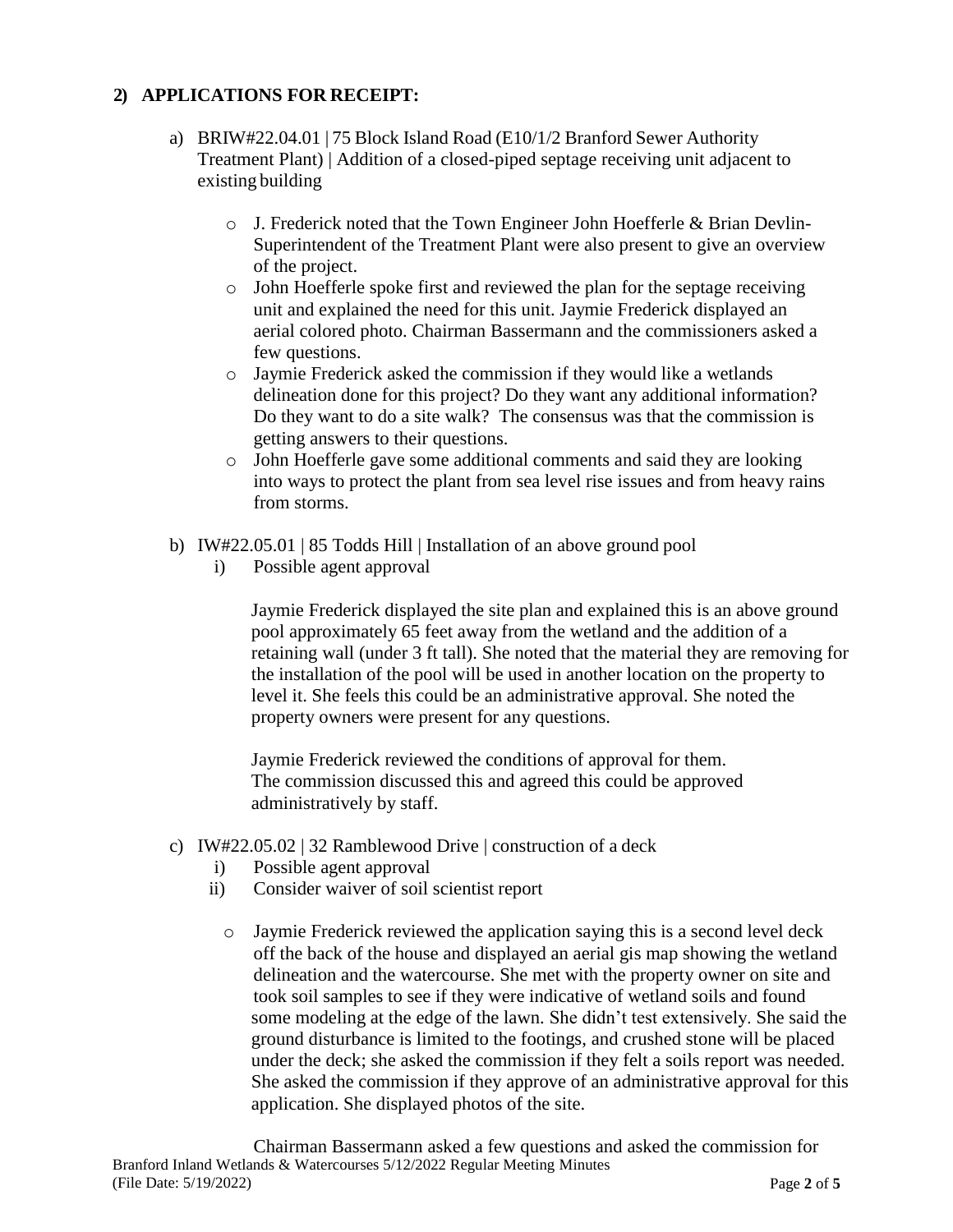## 2) APPLICATIONS FOR RECEIPT:

a) BRIW#22.04.01 | 75 Block Island Road (E10/1/2 Branford Sewer Authority Treatment Plant) | Addition of a closed-piped septage receiving unit adjacent to existing building

- J. Frederick noted that the Town Engineer John Hoefferle & Brian Devlin-Superintendent of the Treatment Plant were also present to give an overview of the project.
- John Hoefferle spoke first and reviewed the plan for the septage receiving unit and explained the need for this unit. Jaymie Frederick displayed an aerial colored photo. Chairman Bassermann and the commissioners asked a few questions.
- Jaymie Frederick asked the commission if they would like a wetlands delineation done for this project? Do they want any additional information? Do they want to do a site walk? The consensus was that the commission is getting answers to their questions.
- John Hoefferle gave some additional comments and said they are looking into ways to protect the plant from sea level rise issues and from heavy rains from storms.

b) IW#22.05.01 | 85 Todds Hill | Installation of an above ground pool

i) Possible agent approval

Jaymie Frederick displayed the site plan and explained this is an above ground pool approximately 65 feet away from the wetland and the addition of a retaining wall (under 3 ft tall). She noted that the material they are removing for the installation of the pool will be used in another location on the property to level it. She feels this could be an administrative approval. She noted the property owners were present for any questions.

Jaymie Frederick reviewed the conditions of approval for them. The commission discussed this and agreed this could be approved administratively by staff.

c) IW#22.05.02 | 32 Ramblewood Drive | construction of a deck

i) Possible agent approval

ii) Consider waiver of soil scientist report

- Jaymie Frederick reviewed the application saying this is a second level deck off the back of the house and displayed an aerial gis map showing the wetland delineation and the watercourse. She met with the property owner on site and took soil samples to see if they were indicative of wetland soils and found some modeling at the edge of the lawn. She didn't test extensively. She said the ground disturbance is limited to the footings, and crushed stone will be placed under the deck; she asked the commission if they felt a soils report was needed. She asked the commission if they approve of an administrative approval for this application. She displayed photos of the site.

Chairman Bassermann asked a few questions and asked the commission for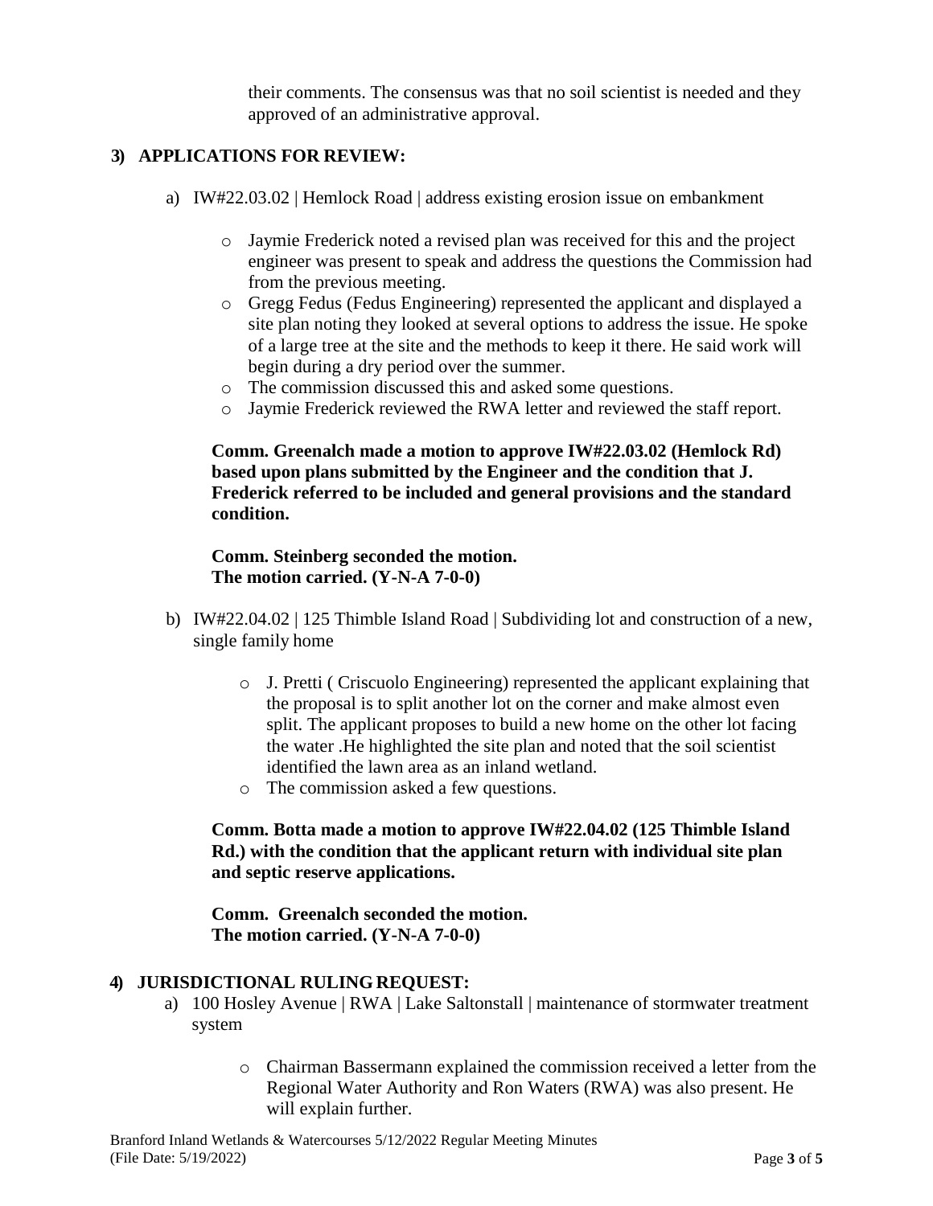their comments. The consensus was that no soil scientist is needed and they approved of an administrative approval.

## 3) APPLICATIONS FOR REVIEW:

a) IW#22.03.02 | Hemlock Road | address existing erosion issue on embankment

- Jaymie Frederick noted a revised plan was received for this and the project engineer was present to speak and address the questions the Commission had from the previous meeting.
- Gregg Fedus (Fedus Engineering) represented the applicant and displayed a site plan noting they looked at several options to address the issue. He spoke of a large tree at the site and the methods to keep it there. He said work will begin during a dry period over the summer.
- The commission discussed this and asked some questions.
- Jaymie Frederick reviewed the RWA letter and reviewed the staff report.

**Comm. Greenalch made a motion to approve IW#22.03.02 (Hemlock Rd) based upon plans submitted by the Engineer and the condition that J. Frederick referred to be included and general provisions and the standard condition.**

**Comm. Steinberg seconded the motion.**
**The motion carried. (Y-N-A 7-0-0)**

b) IW#22.04.02 | 125 Thimble Island Road | Subdividing lot and construction of a new, single family home

- J. Pretti ( Criscuolo Engineering) represented the applicant explaining that the proposal is to split another lot on the corner and make almost even split. The applicant proposes to build a new home on the other lot facing the water .He highlighted the site plan and noted that the soil scientist identified the lawn area as an inland wetland.
- The commission asked a few questions.

**Comm. Botta made a motion to approve IW#22.04.02 (125 Thimble Island Rd.) with the condition that the applicant return with individual site plan and septic reserve applications.**

**Comm. Greenalch seconded the motion.**
**The motion carried. (Y-N-A 7-0-0)**

## 4) JURISDICTIONAL RULING REQUEST:

a) 100 Hosley Avenue | RWA | Lake Saltonstall | maintenance of stormwater treatment system

- Chairman Bassermann explained the commission received a letter from the Regional Water Authority and Ron Waters (RWA) was also present. He will explain further.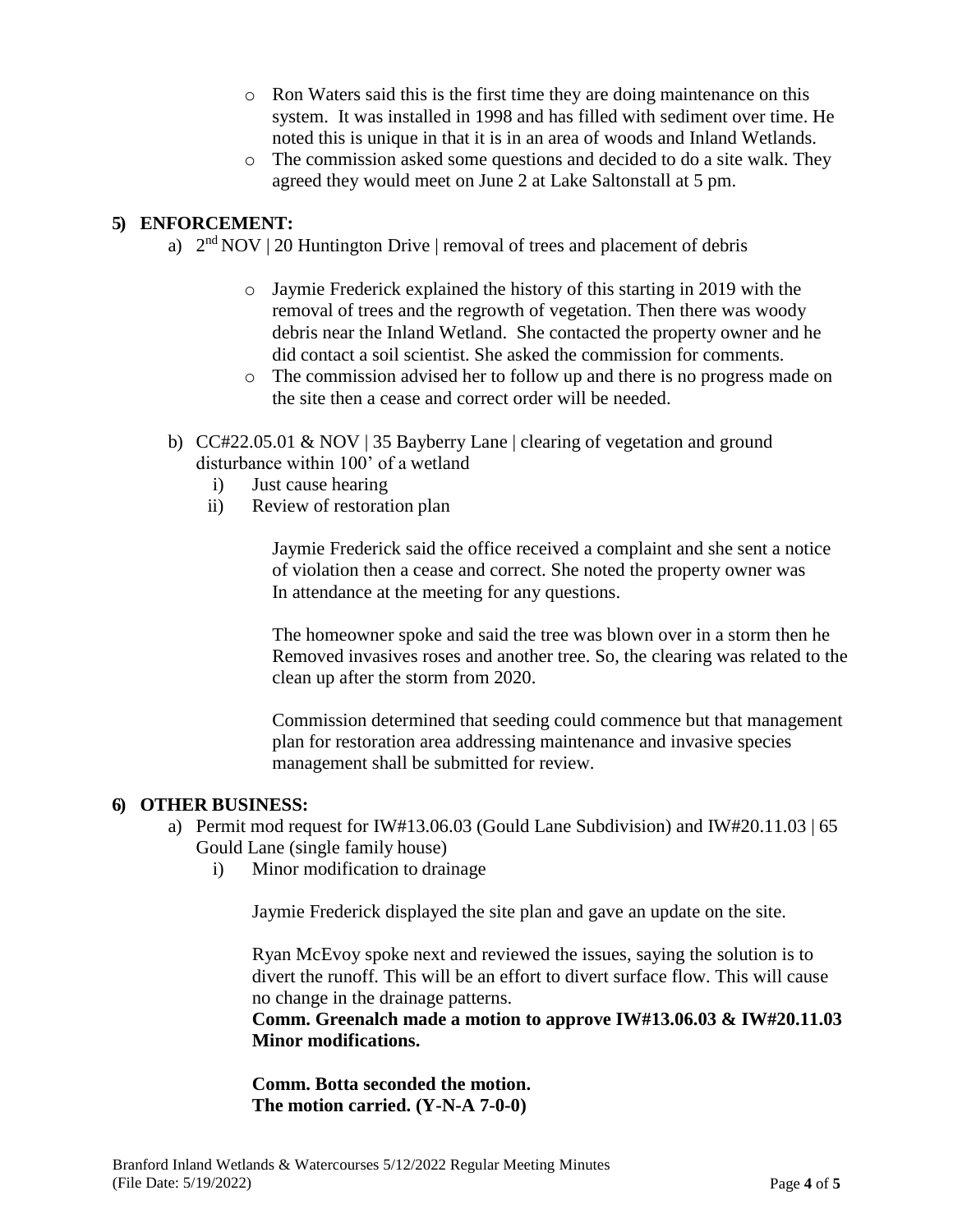- Ron Waters said this is the first time they are doing maintenance on this system. It was installed in 1998 and has filled with sediment over time. He noted this is unique in that it is in an area of woods and Inland Wetlands.
- The commission asked some questions and decided to do a site walk. They agreed they would meet on June 2 at Lake Saltonstall at 5 pm.

## 5) ENFORCEMENT:

a) 2nd NOV | 20 Huntington Drive | removal of trees and placement of debris

- Jaymie Frederick explained the history of this starting in 2019 with the removal of trees and the regrowth of vegetation. Then there was woody debris near the Inland Wetland. She contacted the property owner and he did contact a soil scientist. She asked the commission for comments.
- The commission advised her to follow up and there is no progress made on the site then a cease and correct order will be needed.

b) CC#22.05.01 & NOV | 35 Bayberry Lane | clearing of vegetation and ground disturbance within 100' of a wetland

i) Just cause hearing

ii) Review of restoration plan

Jaymie Frederick said the office received a complaint and she sent a notice of violation then a cease and correct. She noted the property owner was In attendance at the meeting for any questions.

The homeowner spoke and said the tree was blown over in a storm then he Removed invasives roses and another tree. So, the clearing was related to the clean up after the storm from 2020.

Commission determined that seeding could commence but that management plan for restoration area addressing maintenance and invasive species management shall be submitted for review.

## 6) OTHER BUSINESS:

a) Permit mod request for IW#13.06.03 (Gould Lane Subdivision) and IW#20.11.03 | 65 Gould Lane (single family house)

i) Minor modification to drainage

Jaymie Frederick displayed the site plan and gave an update on the site.

Ryan McEvoy spoke next and reviewed the issues, saying the solution is to divert the runoff. This will be an effort to divert surface flow. This will cause no change in the drainage patterns.

**Comm. Greenalch made a motion to approve IW#13.06.03 & IW#20.11.03 Minor modifications.**

**Comm. Botta seconded the motion.**
**The motion carried. (Y-N-A 7-0-0)**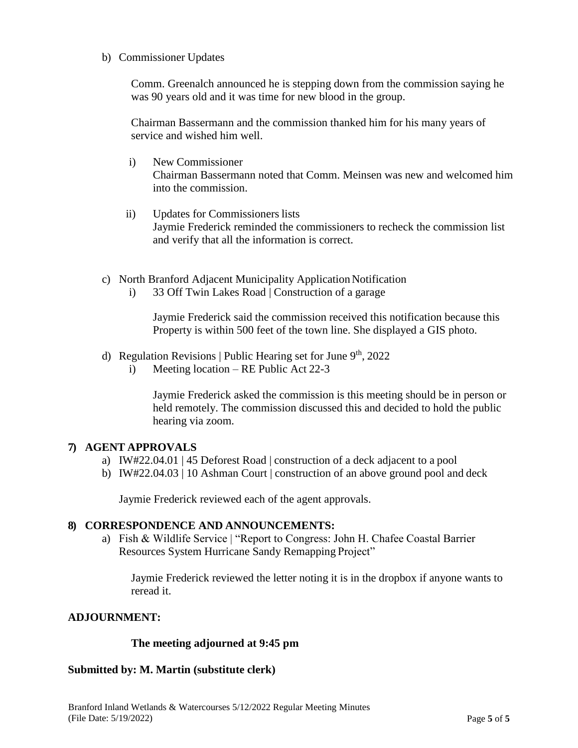b) Commissioner Updates

   Comm. Greenalch announced he is stepping down from the commission saying he was 90 years old and it was time for new blood in the group.

   Chairman Bassermann and the commission thanked him for his many years of service and wished him well.

   i) New Commissioner
      Chairman Bassermann noted that Comm. Meinsen was new and welcomed him into the commission.

   ii) Updates for Commissioners lists
      Jaymie Frederick reminded the commissioners to recheck the commission list and verify that all the information is correct.

c) North Branford Adjacent Municipality Application Notification
   i) 33 Off Twin Lakes Road | Construction of a garage

      Jaymie Frederick said the commission received this notification because this Property is within 500 feet of the town line. She displayed a GIS photo.

d) Regulation Revisions | Public Hearing set for June 9th, 2022
   i) Meeting location – RE Public Act 22-3

      Jaymie Frederick asked the commission is this meeting should be in person or held remotely. The commission discussed this and decided to hold the public hearing via zoom.

## 7) AGENT APPROVALS

a) IW#22.04.01 | 45 Deforest Road | construction of a deck adjacent to a pool
b) IW#22.04.03 | 10 Ashman Court | construction of an above ground pool and deck

Jaymie Frederick reviewed each of the agent approvals.

## 8) CORRESPONDENCE AND ANNOUNCEMENTS:

a) Fish & Wildlife Service | "Report to Congress: John H. Chafee Coastal Barrier Resources System Hurricane Sandy Remapping Project"

   Jaymie Frederick reviewed the letter noting it is in the dropbox if anyone wants to reread it.

## ADJOURNMENT:

**The meeting adjourned at 9:45 pm**

**Submitted by: M. Martin (substitute clerk)**